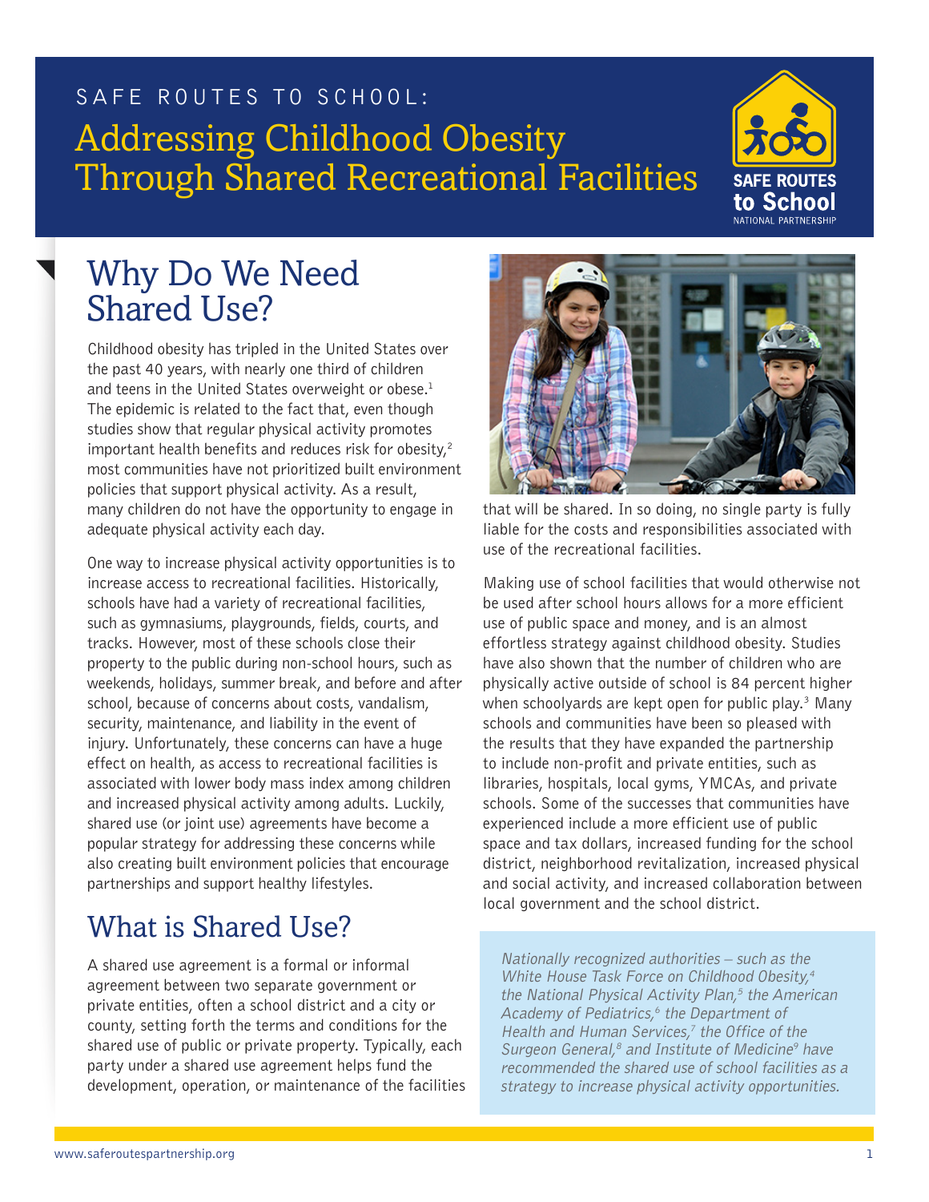SAFE ROUTES TO SCHOOL:

# Addressing Childhood Obesity Through Shared Recreational Facilities

## Why Do We Need Shared Use?

Childhood obesity has tripled in the United States over the past 40 years, with nearly one third of children and teens in the United States overweight or obese.[1] The epidemic is related to the fact that, even though studies show that regular physical activity promotes important health benefits and reduces risk for obesity,[2] most communities have not prioritized built environment policies that support physical activity. As a result, many children do not have the opportunity to engage in adequate physical activity each day.

One way to increase physical activity opportunities is to increase access to recreational facilities. Historically, schools have had a variety of recreational facilities, such as gymnasiums, playgrounds, fields, courts, and tracks. However, most of these schools close their property to the public during non-school hours, such as weekends, holidays, summer break, and before and after school, because of concerns about costs, vandalism, security, maintenance, and liability in the event of injury. Unfortunately, these concerns can have a huge effect on health, as access to recreational facilities is associated with lower body mass index among children and increased physical activity among adults. Luckily, shared use (or joint use) agreements have become a popular strategy for addressing these concerns while also creating built environment policies that encourage partnerships and support healthy lifestyles.

## What is Shared Use?

A shared use agreement is a formal or informal agreement between two separate government or private entities, often a school district and a city or county, setting forth the terms and conditions for the shared use of public or private property. Typically, each party under a shared use agreement helps fund the development, operation, or maintenance of the facilities that will be shared. In so doing, no single party is fully liable for the costs and responsibilities associated with use of the recreational facilities.

Making use of school facilities that would otherwise not be used after school hours allows for a more efficient use of public space and money, and is an almost effortless strategy against childhood obesity. Studies have also shown that the number of children who are physically active outside of school is 84 percent higher when schoolyards are kept open for public play.[3] Many schools and communities have been so pleased with the results that they have expanded the partnership to include non-profit and private entities, such as libraries, hospitals, local gyms, YMCAs, and private schools. Some of the successes that communities have experienced include a more efficient use of public space and tax dollars, increased funding for the school district, neighborhood revitalization, increased physical and social activity, and increased collaboration between local government and the school district.

*Nationally recognized authorities – such as the White House Task Force on Childhood Obesity,[4] the National Physical Activity Plan,[5] the American Academy of Pediatrics,[6] the Department of Health and Human Services,[7] the Office of the Surgeon General,[8] and Institute of Medicine[9] have recommended the shared use of school facilities as a strategy to increase physical activity opportunities.*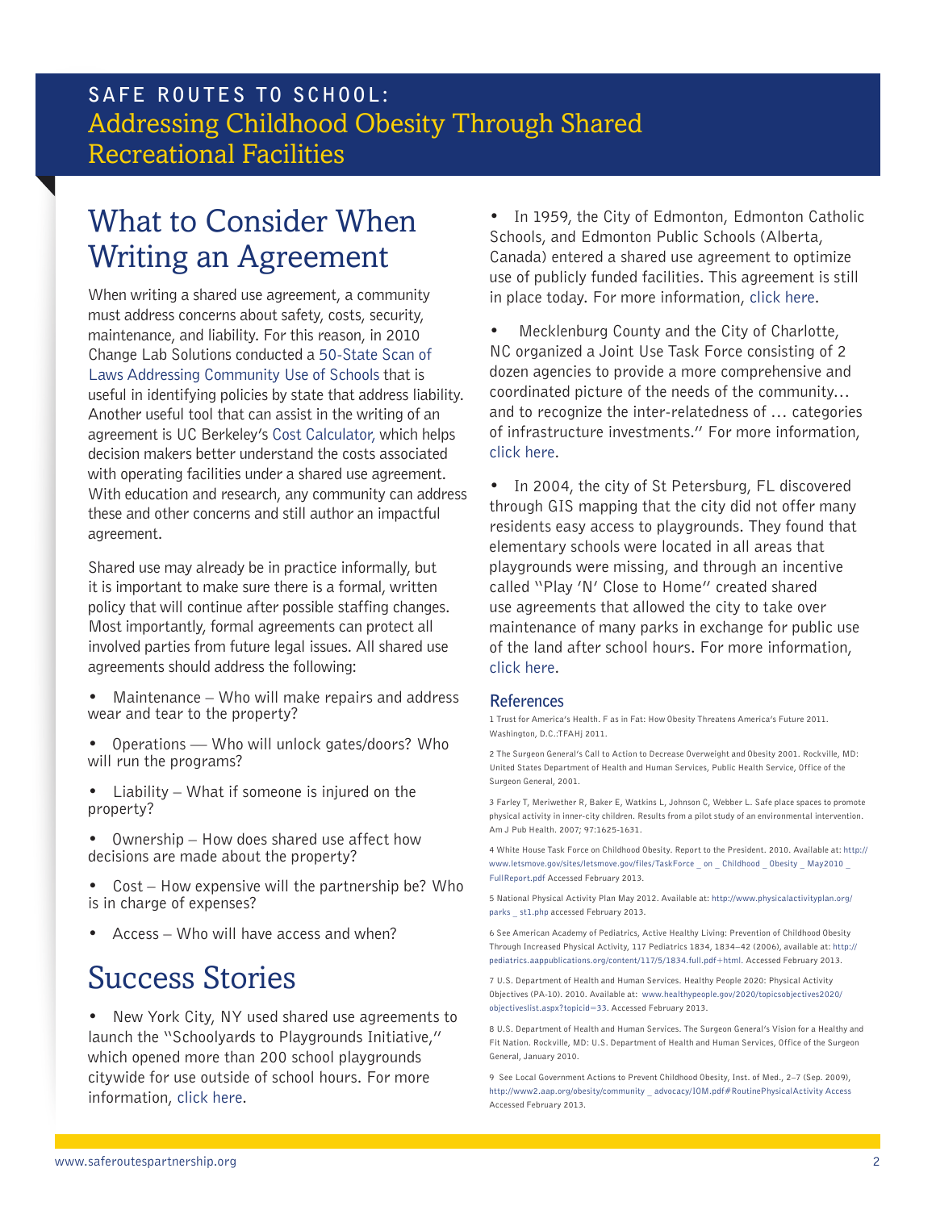**SAFE ROUTES TO SCHOOL:**
Addressing Childhood Obesity Through Shared Recreational Facilities

# What to Consider When Writing an Agreement

When writing a shared use agreement, a community must address concerns about safety, costs, security, maintenance, and liability. For this reason, in 2010 Change Lab Solutions conducted a 50-State Scan of Laws Addressing Community Use of Schools that is useful in identifying policies by state that address liability. Another useful tool that can assist in the writing of an agreement is UC Berkeley's Cost Calculator, which helps decision makers better understand the costs associated with operating facilities under a shared use agreement. With education and research, any community can address these and other concerns and still author an impactful agreement.

Shared use may already be in practice informally, but it is important to make sure there is a formal, written policy that will continue after possible staffing changes. Most importantly, formal agreements can protect all involved parties from future legal issues. All shared use agreements should address the following:

- Maintenance – Who will make repairs and address wear and tear to the property?
- Operations — Who will unlock gates/doors? Who will run the programs?
- Liability – What if someone is injured on the property?
- Ownership – How does shared use affect how decisions are made about the property?
- Cost – How expensive will the partnership be? Who is in charge of expenses?
- Access – Who will have access and when?

# Success Stories

- New York City, NY used shared use agreements to launch the "Schoolyards to Playgrounds Initiative," which opened more than 200 school playgrounds citywide for use outside of school hours. For more information, click here.
- In 1959, the City of Edmonton, Edmonton Catholic Schools, and Edmonton Public Schools (Alberta, Canada) entered a shared use agreement to optimize use of publicly funded facilities. This agreement is still in place today. For more information, click here.
- Mecklenburg County and the City of Charlotte, NC organized a Joint Use Task Force consisting of 2 dozen agencies to provide a more comprehensive and coordinated picture of the needs of the community... and to recognize the inter-relatedness of ... categories of infrastructure investments." For more information, click here.
- In 2004, the city of St Petersburg, FL discovered through GIS mapping that the city did not offer many residents easy access to playgrounds. They found that elementary schools were located in all areas that playgrounds were missing, and through an incentive called "Play 'N' Close to Home" created shared use agreements that allowed the city to take over maintenance of many parks in exchange for public use of the land after school hours. For more information, click here.

## References

1 Trust for America's Health. F as in Fat: How Obesity Threatens America's Future 2011. Washington, D.C.:TFAHj 2011.

2 The Surgeon General's Call to Action to Decrease Overweight and Obesity 2001. Rockville, MD: United States Department of Health and Human Services, Public Health Service, Office of the Surgeon General, 2001.

3 Farley T, Meriwether R, Baker E, Watkins L, Johnson C, Webber L. Safe place spaces to promote physical activity in inner-city children. Results from a pilot study of an environmental intervention. Am J Pub Health. 2007; 97:1625-1631.

4 White House Task Force on Childhood Obesity. Report to the President. 2010. Available at: http://www.letsmove.gov/sites/letsmove.gov/files/TaskForce_on_Childhood_Obesity_May2010_FullReport.pdf Accessed February 2013.

5 National Physical Activity Plan May 2012. Available at: http://www.physicalactivityplan.org/parks_st1.php accessed February 2013.

6 See American Academy of Pediatrics, Active Healthy Living: Prevention of Childhood Obesity Through Increased Physical Activity, 117 Pediatrics 1834, 1834–42 (2006), available at: http://pediatrics.aappublications.org/content/117/5/1834.full.pdf+html. Accessed February 2013.

7 U.S. Department of Health and Human Services. Healthy People 2020: Physical Activity Objectives (PA-10). 2010. Available at: www.healthypeople.gov/2020/topicsobjectives2020/objectiveslist.aspx?topicid=33. Accessed February 2013.

8 U.S. Department of Health and Human Services. The Surgeon General's Vision for a Healthy and Fit Nation. Rockville, MD: U.S. Department of Health and Human Services, Office of the Surgeon General, January 2010.

9 See Local Government Actions to Prevent Childhood Obesity, Inst. of Med., 2–7 (Sep. 2009), http://www2.aap.org/obesity/community_advocacy/IOM.pdf#RoutinePhysicalActivity Access Accessed February 2013.